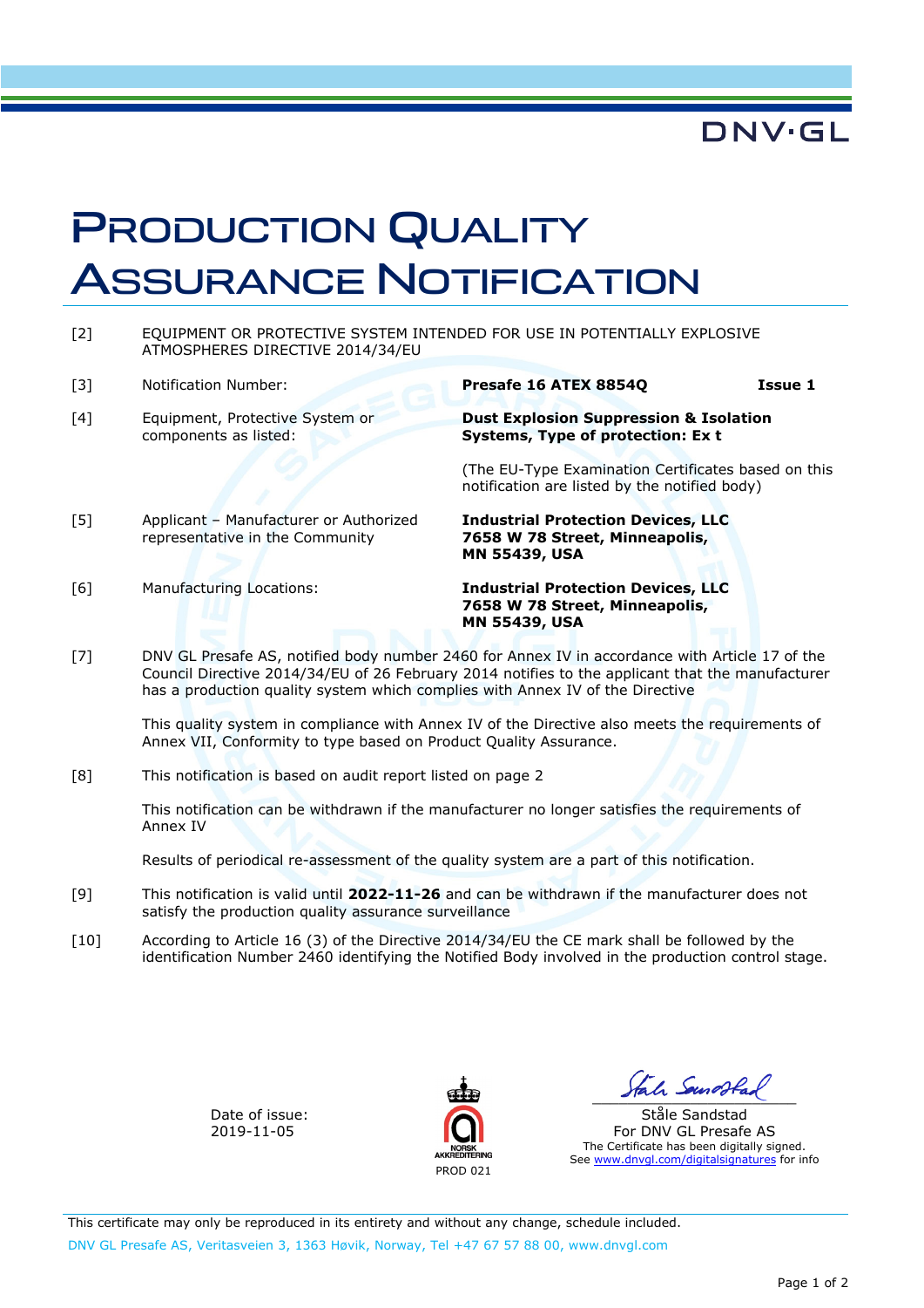DNV·GL

# PRODUCTION QUALITY ASSURANCE NOTIFICATION

| | | |
|---|---|---|
| [2] | EQUIPMENT OR PROTECTIVE SYSTEM INTENDED FOR USE IN POTENTIALLY EXPLOSIVE ATMOSPHERES DIRECTIVE 2014/34/EU | |
| [3] | Notification Number: | **Presafe 16 ATEX 8854Q** **Issue 1** |
| [4] | Equipment, Protective System or components as listed: | **Dust Explosion Suppression & Isolation Systems, Type of protection: Ex t**<br><br>(The EU-Type Examination Certificates based on this notification are listed by the notified body) |
| [5] | Applicant – Manufacturer or Authorized representative in the Community | **Industrial Protection Devices, LLC 7658 W 78 Street, Minneapolis, MN 55439, USA** |
| [6] | Manufacturing Locations: | **Industrial Protection Devices, LLC 7658 W 78 Street, Minneapolis, MN 55439, USA** |

[7] DNV GL Presafe AS, notified body number 2460 for Annex IV in accordance with Article 17 of the Council Directive 2014/34/EU of 26 February 2014 notifies to the applicant that the manufacturer has a production quality system which complies with Annex IV of the Directive

This quality system in compliance with Annex IV of the Directive also meets the requirements of Annex VII, Conformity to type based on Product Quality Assurance.

[8] This notification is based on audit report listed on page 2

This notification can be withdrawn if the manufacturer no longer satisfies the requirements of Annex IV

Results of periodical re-assessment of the quality system are a part of this notification.

[9] This notification is valid until **2022-11-26** and can be withdrawn if the manufacturer does not satisfy the production quality assurance surveillance

[10] According to Article 16 (3) of the Directive 2014/34/EU the CE mark shall be followed by the identification Number 2460 identifying the Notified Body involved in the production control stage.

Date of issue:
2019-11-05

NORSK AKKREDITERING
PROD 021

Ståle Sandstad
For DNV GL Presafe AS
The Certificate has been digitally signed.
See www.dnvgl.com/digitalsignatures for info

This certificate may only be reproduced in its entirety and without any change, schedule included.

DNV GL Presafe AS, Veritasveien 3, 1363 Høvik, Norway, Tel +47 67 57 88 00, www.dnvgl.com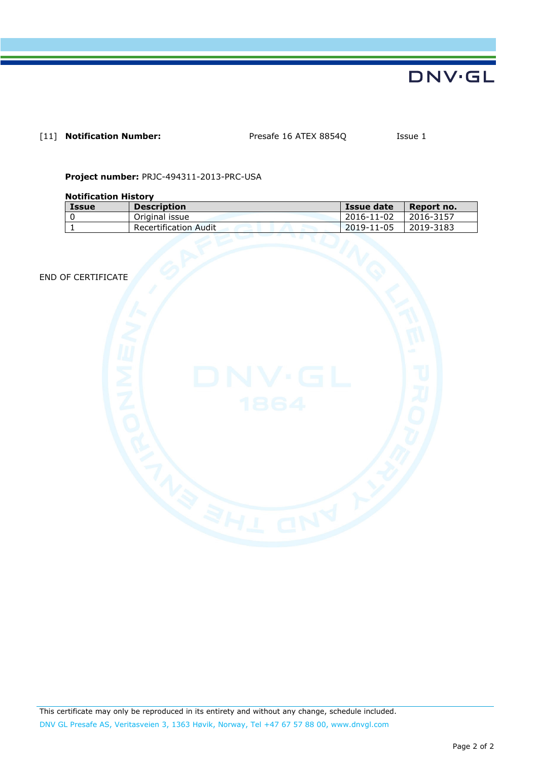[11] **Notification Number:** Presafe 16 ATEX 8854Q Issue 1

**Project number:** PRJC-494311-2013-PRC-USA

**Notification History**

| Issue | Description | Issue date | Report no. |
|---|---|---|---|
| 0 | Original issue | 2016-11-02 | 2016-3157 |
| 1 | Recertification Audit | 2019-11-05 | 2019-3183 |

END OF CERTIFICATE

This certificate may only be reproduced in its entirety and without any change, schedule included.

DNV GL Presafe AS, Veritasveien 3, 1363 Høvik, Norway, Tel +47 67 57 88 00, www.dnvgl.com